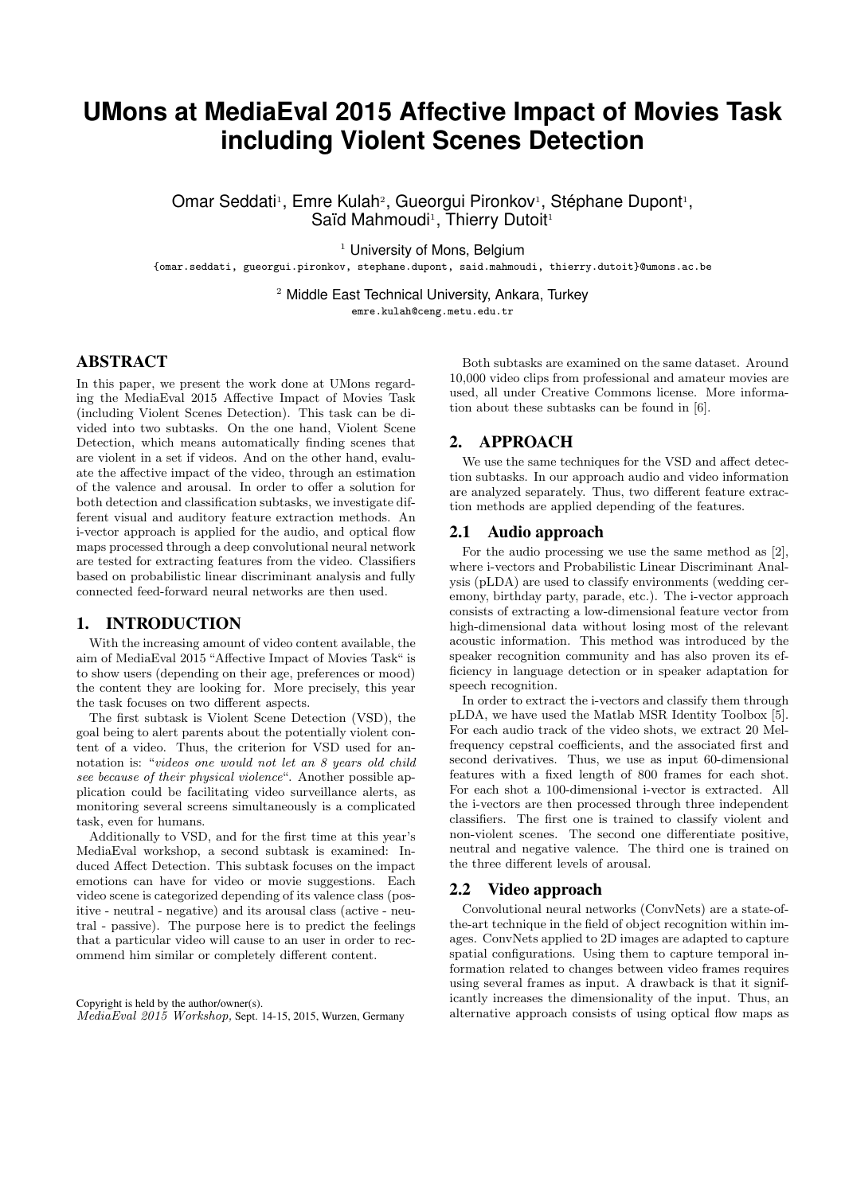# UMons at MediaEval 2015 Affective Impact of Movies Task including Violent Scenes Detection

Omar Seddati[1], Emre Kulah[2], Gueorgui Pironkov[1], Stéphane Dupont[1], Saïd Mahmoudi[1], Thierry Dutoit[1]

[1] University of Mons, Belgium
{omar.seddati, gueorgui.pironkov, stephane.dupont, said.mahmoudi, thierry.dutoit}@umons.ac.be

[2] Middle East Technical University, Ankara, Turkey
emre.kulah@ceng.metu.edu.tr

## ABSTRACT

In this paper, we present the work done at UMons regarding the MediaEval 2015 Affective Impact of Movies Task (including Violent Scenes Detection). This task can be divided into two subtasks. On the one hand, Violent Scene Detection, which means automatically finding scenes that are violent in a set if videos. And on the other hand, evaluate the affective impact of the video, through an estimation of the valence and arousal. In order to offer a solution for both detection and classification subtasks, we investigate different visual and auditory feature extraction methods. An i-vector approach is applied for the audio, and optical flow maps processed through a deep convolutional neural network are tested for extracting features from the video. Classifiers based on probabilistic linear discriminant analysis and fully connected feed-forward neural networks are then used.

## 1. INTRODUCTION

With the increasing amount of video content available, the aim of MediaEval 2015 "Affective Impact of Movies Task" is to show users (depending on their age, preferences or mood) the content they are looking for. More precisely, this year the task focuses on two different aspects.

The first subtask is Violent Scene Detection (VSD), the goal being to alert parents about the potentially violent content of a video. Thus, the criterion for VSD used for annotation is: "*videos one would not let an 8 years old child see because of their physical violence*". Another possible application could be facilitating video surveillance alerts, as monitoring several screens simultaneously is a complicated task, even for humans.

Additionally to VSD, and for the first time at this year's MediaEval workshop, a second subtask is examined: Induced Affect Detection. This subtask focuses on the impact emotions can have for video or movie suggestions. Each video scene is categorized depending of its valence class (positive - neutral - negative) and its arousal class (active - neutral - passive). The purpose here is to predict the feelings that a particular video will cause to an user in order to recommend him similar or completely different content.

Copyright is held by the author/owner(s).
*MediaEval 2015 Workshop,* Sept. 14-15, 2015, Wurzen, Germany

Both subtasks are examined on the same dataset. Around 10,000 video clips from professional and amateur movies are used, all under Creative Commons license. More information about these subtasks can be found in [6].

## 2. APPROACH

We use the same techniques for the VSD and affect detection subtasks. In our approach audio and video information are analyzed separately. Thus, two different feature extraction methods are applied depending of the features.

### 2.1 Audio approach

For the audio processing we use the same method as [2], where i-vectors and Probabilistic Linear Discriminant Analysis (pLDA) are used to classify environments (wedding ceremony, birthday party, parade, etc.). The i-vector approach consists of extracting a low-dimensional feature vector from high-dimensional data without losing most of the relevant acoustic information. This method was introduced by the speaker recognition community and has also proven its efficiency in language detection or in speaker adaptation for speech recognition.

In order to extract the i-vectors and classify them through pLDA, we have used the Matlab MSR Identity Toolbox [5]. For each audio track of the video shots, we extract 20 Mel-frequency cepstral coefficients, and the associated first and second derivatives. Thus, we use as input 60-dimensional features with a fixed length of 800 frames for each shot. For each shot a 100-dimensional i-vector is extracted. All the i-vectors are then processed through three independent classifiers. The first one is trained to classify violent and non-violent scenes. The second one differentiate positive, neutral and negative valence. The third one is trained on the three different levels of arousal.

### 2.2 Video approach

Convolutional neural networks (ConvNets) are a state-of-the-art technique in the field of object recognition within images. ConvNets applied to 2D images are adapted to capture spatial configurations. Using them to capture temporal information related to changes between video frames requires using several frames as input. A drawback is that it significantly increases the dimensionality of the input. Thus, an alternative approach consists of using optical flow maps as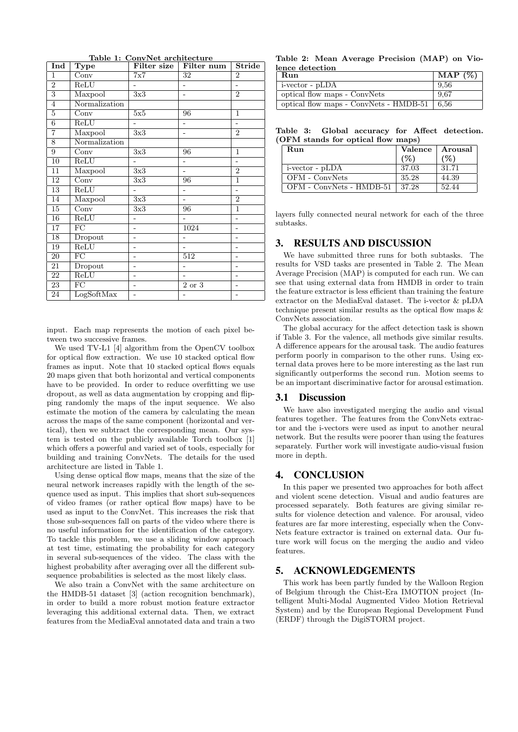Table 1: ConvNet architecture

| Ind | Type | Filter size | Filter num | Stride |
|---|---|---|---|---|
| 1 | Conv | 7x7 | 32 | 2 |
| 2 | ReLU | - | - | - |
| 3 | Maxpool | 3x3 | - | 2 |
| 4 | Normalization | | | |
| 5 | Conv | 5x5 | 96 | 1 |
| 6 | ReLU | - | - | - |
| 7 | Maxpool | 3x3 | - | 2 |
| 8 | Normalization | | | |
| 9 | Conv | 3x3 | 96 | 1 |
| 10 | ReLU | - | - | - |
| 11 | Maxpool | 3x3 | - | 2 |
| 12 | Conv | 3x3 | 96 | 1 |
| 13 | ReLU | - | - | - |
| 14 | Maxpool | 3x3 | - | 2 |
| 15 | Conv | 3x3 | 96 | 1 |
| 16 | ReLU | - | - | - |
| 17 | FC | - | 1024 | - |
| 18 | Dropout | - | - | - |
| 19 | ReLU | - | - | - |
| 20 | FC | - | 512 | - |
| 21 | Dropout | - | - | - |
| 22 | ReLU | - | - | - |
| 23 | FC | - | 2 or 3 | - |
| 24 | LogSoftMax | - | - | - |

input. Each map represents the motion of each pixel between two successive frames.

We used TV-L1 [4] algorithm from the OpenCV toolbox for optical flow extraction. We use 10 stacked optical flow frames as input. Note that 10 stacked optical flows equals 20 maps given that both horizontal and vertical components have to be provided. In order to reduce overfitting we use dropout, as well as data augmentation by cropping and flipping randomly the maps of the input sequence. We also estimate the motion of the camera by calculating the mean across the maps of the same component (horizontal and vertical), then we subtract the corresponding mean. Our system is tested on the publicly available Torch toolbox [1] which offers a powerful and varied set of tools, especially for building and training ConvNets. The details for the used architecture are listed in Table 1.

Using dense optical flow maps, means that the size of the neural network increases rapidly with the length of the sequence used as input. This implies that short sub-sequences of video frames (or rather optical flow maps) have to be used as input to the ConvNet. This increases the risk that those sub-sequences fall on parts of the video where there is no useful information for the identification of the category. To tackle this problem, we use a sliding window approach at test time, estimating the probability for each category in several sub-sequences of the video. The class with the highest probability after averaging over all the different sub-sequence probabilities is selected as the most likely class.

We also train a ConvNet with the same architecture on the HMDB-51 dataset [3] (action recognition benchmark), in order to build a more robust motion feature extractor leveraging this additional external data. Then, we extract features from the MediaEval annotated data and train a two layers fully connected neural network for each of the three subtasks.

Table 2: Mean Average Precision (MAP) on Violence detection

| Run | MAP (%) |
|---|---|
| i-vector - pLDA | 9,56 |
| optical flow maps - ConvNets | 9,67 |
| optical flow maps - ConvNets - HMDB-51 | 6,56 |

Table 3: Global accuracy for Affect detection. (OFM stands for optical flow maps)

| Run | Valence (%) | Arousal (%) |
|---|---|---|
| i-vector - pLDA | 37.03 | 31.71 |
| OFM - ConvNets | 35.28 | 44.39 |
| OFM - ConvNets - HMDB-51 | 37.28 | 52.44 |

## 3. RESULTS AND DISCUSSION

We have submitted three runs for both subtasks. The results for VSD tasks are presented in Table 2. The Mean Average Precision (MAP) is computed for each run. We can see that using external data from HMDB in order to train the feature extractor is less efficient than training the feature extractor on the MediaEval dataset. The i-vector & pLDA technique present similar results as the optical flow maps & ConvNets association.

The global accuracy for the affect detection task is shown if Table 3. For the valence, all methods give similar results. A difference appears for the arousal task. The audio features perform poorly in comparison to the other runs. Using external data proves here to be more interesting as the last run significantly outperforms the second run. Motion seems to be an important discriminative factor for arousal estimation.

### 3.1 Discussion

We have also investigated merging the audio and visual features together. The features from the ConvNets extractor and the i-vectors were used as input to another neural network. But the results were poorer than using the features separately. Further work will investigate audio-visual fusion more in depth.

## 4. CONCLUSION

In this paper we presented two approaches for both affect and violent scene detection. Visual and audio features are processed separately. Both features are giving similar results for violence detection and valence. For arousal, video features are far more interesting, especially when the ConvNets feature extractor is trained on external data. Our future work will focus on the merging the audio and video features.

## 5. ACKNOWLEDGEMENTS

This work has been partly funded by the Walloon Region of Belgium through the Chist-Era IMOTION project (Intelligent Multi-Modal Augmented Video Motion Retrieval System) and by the European Regional Development Fund (ERDF) through the DigiSTORM project.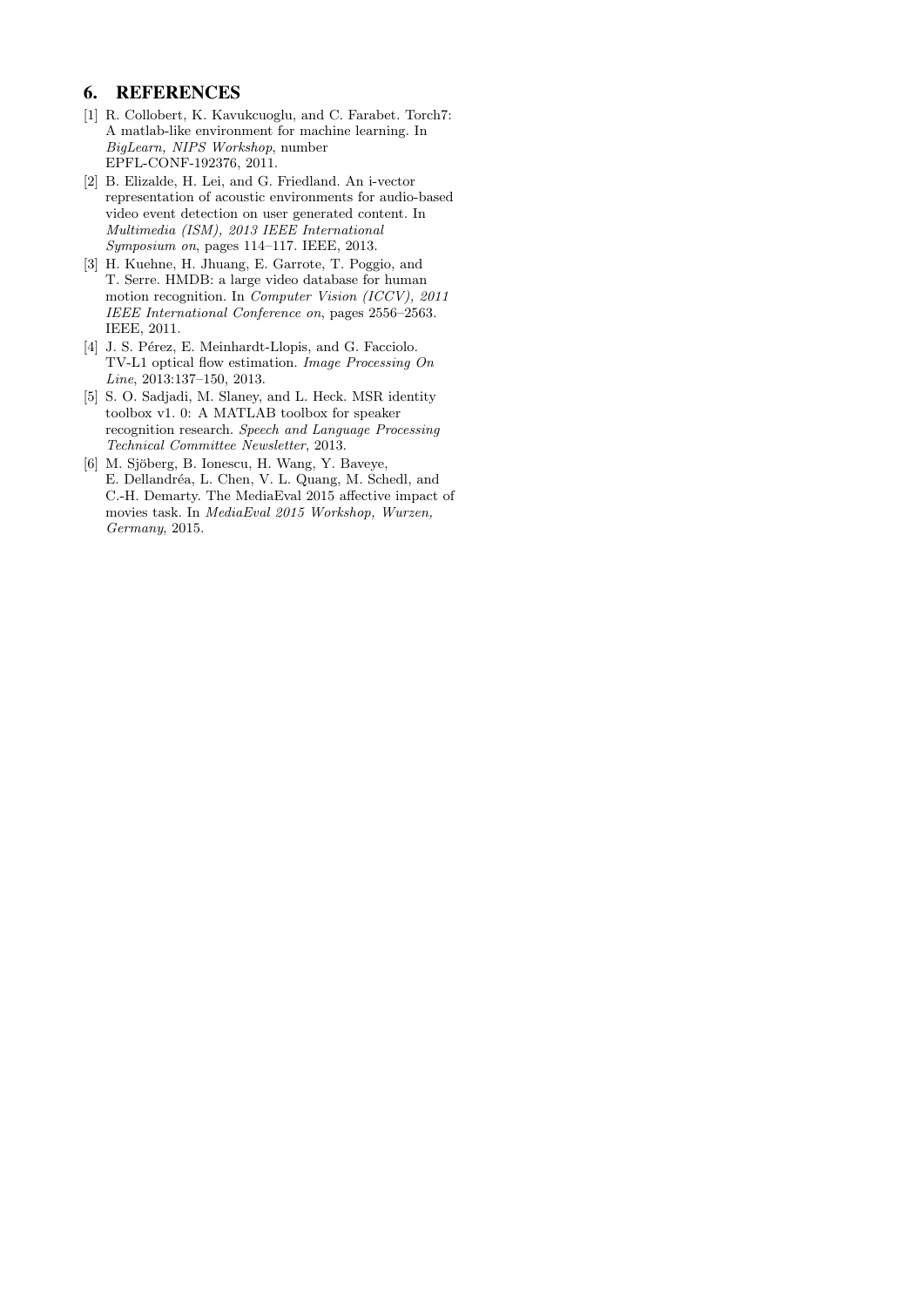## 6. REFERENCES

[1] R. Collobert, K. Kavukcuoglu, and C. Farabet. Torch7: A matlab-like environment for machine learning. In *BigLearn, NIPS Workshop*, number EPFL-CONF-192376, 2011.

[2] B. Elizalde, H. Lei, and G. Friedland. An i-vector representation of acoustic environments for audio-based video event detection on user generated content. In *Multimedia (ISM), 2013 IEEE International Symposium on*, pages 114–117. IEEE, 2013.

[3] H. Kuehne, H. Jhuang, E. Garrote, T. Poggio, and T. Serre. HMDB: a large video database for human motion recognition. In *Computer Vision (ICCV), 2011 IEEE International Conference on*, pages 2556–2563. IEEE, 2011.

[4] J. S. Pérez, E. Meinhardt-Llopis, and G. Facciolo. TV-L1 optical flow estimation. *Image Processing On Line*, 2013:137–150, 2013.

[5] S. O. Sadjadi, M. Slaney, and L. Heck. MSR identity toolbox v1. 0: A MATLAB toolbox for speaker recognition research. *Speech and Language Processing Technical Committee Newsletter*, 2013.

[6] M. Sjöberg, B. Ionescu, H. Wang, Y. Baveye, E. Dellandréa, L. Chen, V. L. Quang, M. Schedl, and C.-H. Demarty. The MediaEval 2015 affective impact of movies task. In *MediaEval 2015 Workshop, Wurzen, Germany*, 2015.